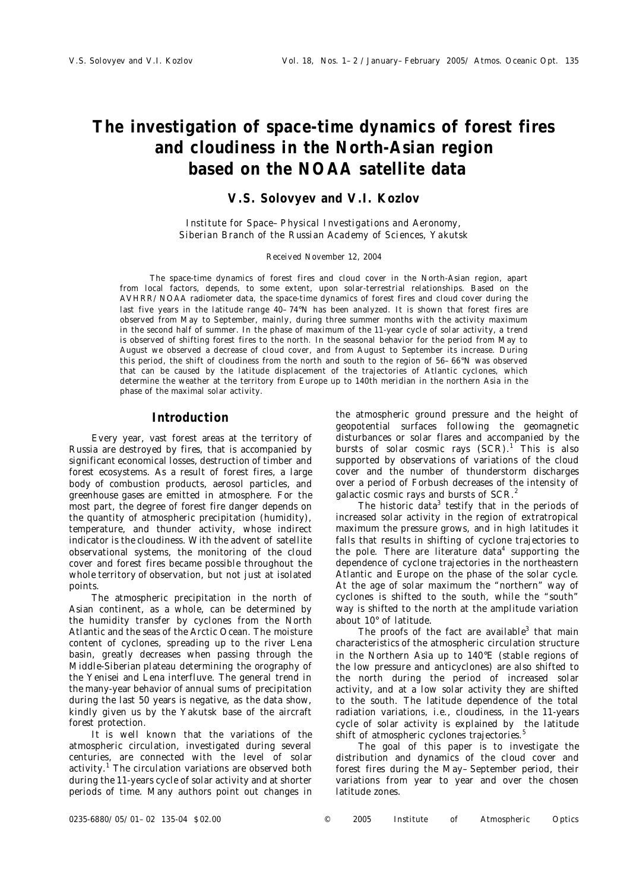# The investigation of space-time dynamics of forest fires and cloudiness in the North-Asian region based on the NOAA satellite data

## V.S. Solovyev and V.I. Kozlov

*Institute for Space–Physical Investigations and Aeronomy, Siberian Branch of the Russian Academy of Sciences, Yakutsk*

*Received November 12, 2004*

The space-time dynamics of forest fires and cloud cover in the North-Asian region, apart from local factors, depends, to some extent, upon solar-terrestrial relationships. Based on the AVHRR/NOAA radiometer data, the space-time dynamics of forest fires and cloud cover during the last five years in the latitude range 40–74°N has been analyzed. It is shown that forest fires are observed from May to September, mainly, during three summer months with the activity maximum in the second half of summer. In the phase of maximum of the 11-year cycle of solar activity, a trend is observed of shifting forest fires to the north. In the seasonal behavior for the period from May to August we observed a decrease of cloud cover, and from August to September its increase. During this period, the shift of cloudiness from the north and south to the region of 56–66°N was observed that can be caused by the latitude displacement of the trajectories of Atlantic cyclones, which determine the weather at the territory from Europe up to 140th meridian in the northern Asia in the phase of the maximal solar activity.

## Introduction

Every year, vast forest areas at the territory of Russia are destroyed by fires, that is accompanied by significant economical losses, destruction of timber and forest ecosystems. As a result of forest fires, a large body of combustion products, aerosol particles, and greenhouse gases are emitted in atmosphere. For the most part, the degree of forest fire danger depends on the quantity of atmospheric precipitation (humidity), temperature, and thunder activity, whose indirect indicator is the cloudiness. With the advent of satellite observational systems, the monitoring of the cloud cover and forest fires became possible throughout the whole territory of observation, but not just at isolated points.

The atmospheric precipitation in the north of Asian continent, as a whole, can be determined by the humidity transfer by cyclones from the North Atlantic and the seas of the Arctic Ocean. The moisture content of cyclones, spreading up to the river Lena basin, greatly decreases when passing through the Middle-Siberian plateau determining the orography of the Yenisei and Lena interfluve. The general trend in the many-year behavior of annual sums of precipitation during the last 50 years is negative, as the data show, kindly given us by the Yakutsk base of the aircraft forest protection.

It is well known that the variations of the atmospheric circulation, investigated during several centuries, are connected with the level of solar activity.[1] The circulation variations are observed both during the 11-years cycle of solar activity and at shorter periods of time. Many authors point out changes in the atmospheric ground pressure and the height of geopotential surfaces following the geomagnetic disturbances or solar flares and accompanied by the bursts of solar cosmic rays (SCR).[1] This is also supported by observations of variations of the cloud cover and the number of thunderstorm discharges over a period of Forbush decreases of the intensity of galactic cosmic rays and bursts of SCR.[2]

The historic data[3] testify that in the periods of increased solar activity in the region of extratropical maximum the pressure grows, and in high latitudes it falls that results in shifting of cyclone trajectories to the pole. There are literature data[4] supporting the dependence of cyclone trajectories in the northeastern Atlantic and Europe on the phase of the solar cycle. At the age of solar maximum the "northern" way of cyclones is shifted to the south, while the "south" way is shifted to the north at the amplitude variation about 10° of latitude.

The proofs of the fact are available[3] that main characteristics of the atmospheric circulation structure in the Northern Asia up to 140°E (stable regions of the low pressure and anticyclones) are also shifted to the north during the period of increased solar activity, and at a low solar activity they are shifted to the south. The latitude dependence of the total radiation variations, i.e., cloudiness, in the 11-years cycle of solar activity is explained by the latitude shift of atmospheric cyclones trajectories.[5]

The goal of this paper is to investigate the distribution and dynamics of the cloud cover and forest fires during the May–September period, their variations from year to year and over the chosen latitude zones.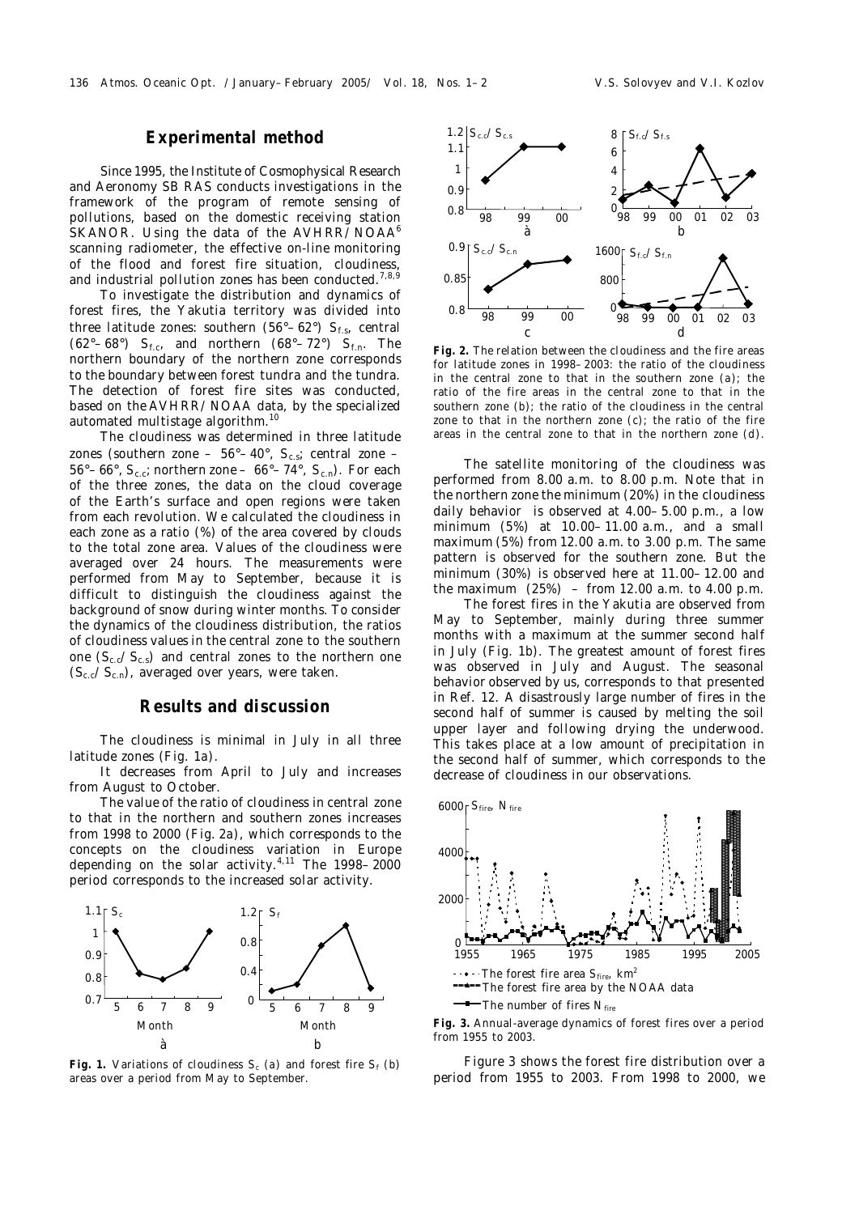## Experimental method

Since 1995, the Institute of Cosmophysical Research and Aeronomy SB RAS conducts investigations in the framework of the program of remote sensing of pollutions, based on the domestic receiving station SKANOR. Using the data of the AVHRR/NOAA[6] scanning radiometer, the effective on-line monitoring of the flood and forest fire situation, cloudiness, and industrial pollution zones has been conducted.[7,8,9]

To investigate the distribution and dynamics of forest fires, the Yakutia territory was divided into three latitude zones: southern (56°–62°) $S_{f.s}$, central (62°–68°) $S_{f.c}$, and northern (68°–72°) $S_{f.n}$. The northern boundary of the northern zone corresponds to the boundary between forest tundra and the tundra. The detection of forest fire sites was conducted, based on the AVHRR/NOAA data, by the specialized automated multistage algorithm.[10]

The cloudiness was determined in three latitude zones (southern zone – 56°–40°, $S_{c.s}$; central zone – 56°–66°, $S_{c.c}$; northern zone – 66°–74°, $S_{c.n}$). For each of the three zones, the data on the cloud coverage of the Earth's surface and open regions were taken from each revolution. We calculated the cloudiness in each zone as a ratio (%) of the area covered by clouds to the total zone area. Values of the cloudiness were averaged over 24 hours. The measurements were performed from May to September, because it is difficult to distinguish the cloudiness against the background of snow during winter months. To consider the dynamics of the cloudiness distribution, the ratios of cloudiness values in the central zone to the southern one ($S_{c.c}/S_{c.s}$) and central zones to the northern one ($S_{c.c}/S_{c.n}$), averaged over years, were taken.

## Results and discussion

The cloudiness is minimal in July in all three latitude zones (Fig. 1a).

It decreases from April to July and increases from August to October.

The value of the ratio of cloudiness in central zone to that in the northern and southern zones increases from 1998 to 2000 (Fig. 2a), which corresponds to the concepts on the cloudiness variation in Europe depending on the solar activity.[4,11] The 1998–2000 period corresponds to the increased solar activity.

**Fig. 1.** Variations of cloudiness $S_c$ (a) and forest fire $S_f$ (b) areas over a period from May to September.

**Fig. 2.** The relation between the cloudiness and the fire areas for latitude zones in 1998–2003: the ratio of the cloudiness in the central zone to that in the southern zone (a); the ratio of the fire areas in the central zone to that in the southern zone (b); the ratio of the cloudiness in the central zone to that in the northern zone (c); the ratio of the fire areas in the central zone to that in the northern zone (d).

The satellite monitoring of the cloudiness was performed from 8.00 a.m. to 8.00 p.m. Note that in the northern zone the minimum (20%) in the cloudiness daily behavior is observed at 4.00–5.00 p.m., a low minimum (5%) at 10.00–11.00 a.m., and a small maximum (5%) from 12.00 a.m. to 3.00 p.m. The same pattern is observed for the southern zone. But the minimum (30%) is observed here at 11.00–12.00 and the maximum (25%) – from 12.00 a.m. to 4.00 p.m.

The forest fires in the Yakutia are observed from May to September, mainly during three summer months with a maximum at the summer second half in July (Fig. 1b). The greatest amount of forest fires was observed in July and August. The seasonal behavior observed by us, corresponds to that presented in Ref. 12. A disastrously large number of fires in the second half of summer is caused by melting the soil upper layer and following drying the underwood. This takes place at a low amount of precipitation in the second half of summer, which corresponds to the decrease of cloudiness in our observations.

**Fig. 3.** Annual-average dynamics of forest fires over a period from 1955 to 2003.

Figure 3 shows the forest fire distribution over a period from 1955 to 2003. From 1998 to 2000, we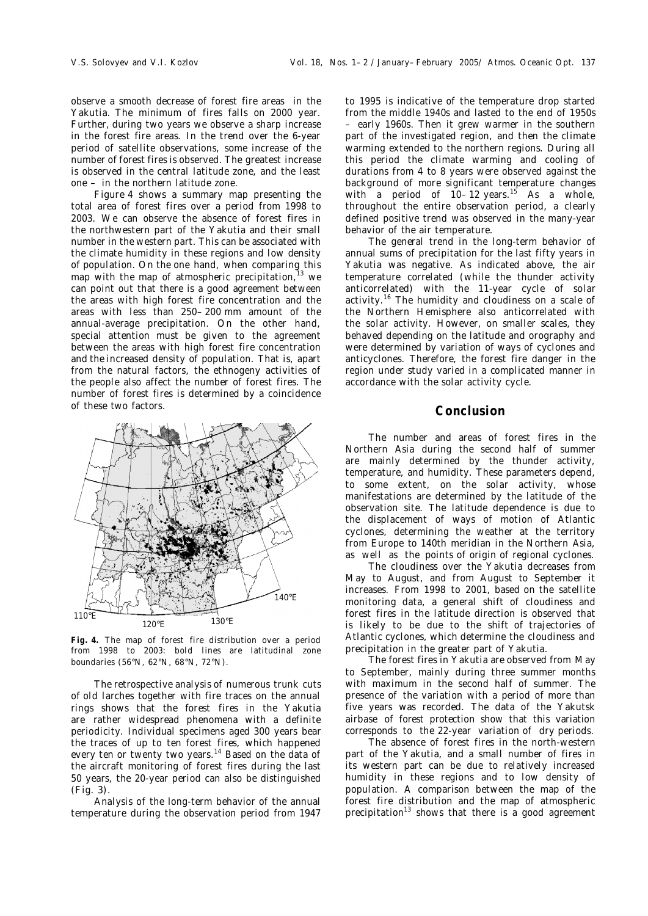observe a smooth decrease of forest fire areas in the Yakutia. The minimum of fires falls on 2000 year. Further, during two years we observe a sharp increase in the forest fire areas. In the trend over the 6-year period of satellite observations, some increase of the number of forest fires is observed. The greatest increase is observed in the central latitude zone, and the least one – in the northern latitude zone.

Figure 4 shows a summary map presenting the total area of forest fires over a period from 1998 to 2003. We can observe the absence of forest fires in the northwestern part of the Yakutia and their small number in the western part. This can be associated with the climate humidity in these regions and low density of population. On the one hand, when comparing this map with the map of atmospheric precipitation,[13] we can point out that there is a good agreement between the areas with high forest fire concentration and the areas with less than 250–200 mm amount of the annual-average precipitation. On the other hand, special attention must be given to the agreement between the areas with high forest fire concentration and the increased density of population. That is, apart from the natural factors, the ethnogeny activities of the people also affect the number of forest fires. The number of forest fires is determined by a coincidence of these two factors.

**Fig. 4.** The map of forest fire distribution over a period from 1998 to 2003: bold lines are latitudinal zone boundaries (56°N, 62°N, 68°N, 72°N).

The retrospective analysis of numerous trunk cuts of old larches together with fire traces on the annual rings shows that the forest fires in the Yakutia are rather widespread phenomena with a definite periodicity. Individual specimens aged 300 years bear the traces of up to ten forest fires, which happened every ten or twenty two years.[14] Based on the data of the aircraft monitoring of forest fires during the last 50 years, the 20-year period can also be distinguished (Fig. 3).

Analysis of the long-term behavior of the annual temperature during the observation period from 1947 to 1995 is indicative of the temperature drop started from the middle 1940s and lasted to the end of 1950s – early 1960s. Then it grew warmer in the southern part of the investigated region, and then the climate warming extended to the northern regions. During all this period the climate warming and cooling of durations from 4 to 8 years were observed against the background of more significant temperature changes with a period of 10–12 years.[15] As a whole, throughout the entire observation period, a clearly defined positive trend was observed in the many-year behavior of the air temperature.

The general trend in the long-term behavior of annual sums of precipitation for the last fifty years in Yakutia was negative. As indicated above, the air temperature correlated (while the thunder activity anticorrelated) with the 11-year cycle of solar activity.[16] The humidity and cloudiness on a scale of the Northern Hemisphere also anticorrelated with the solar activity. However, on smaller scales, they behaved depending on the latitude and orography and were determined by variation of ways of cyclones and anticyclones. Therefore, the forest fire danger in the region under study varied in a complicated manner in accordance with the solar activity cycle.

## Conclusion

The number and areas of forest fires in the Northern Asia during the second half of summer are mainly determined by the thunder activity, temperature, and humidity. These parameters depend, to some extent, on the solar activity, whose manifestations are determined by the latitude of the observation site. The latitude dependence is due to the displacement of ways of motion of Atlantic cyclones, determining the weather at the territory from Europe to 140th meridian in the Northern Asia, as well as the points of origin of regional cyclones.

The cloudiness over the Yakutia decreases from May to August, and from August to September it increases. From 1998 to 2001, based on the satellite monitoring data, a general shift of cloudiness and forest fires in the latitude direction is observed that is likely to be due to the shift of trajectories of Atlantic cyclones, which determine the cloudiness and precipitation in the greater part of Yakutia.

The forest fires in Yakutia are observed from May to September, mainly during three summer months with maximum in the second half of summer. The presence of the variation with a period of more than five years was recorded. The data of the Yakutsk airbase of forest protection show that this variation corresponds to the 22-year variation of dry periods.

The absence of forest fires in the north-western part of the Yakutia, and a small number of fires in its western part can be due to relatively increased humidity in these regions and to low density of population. A comparison between the map of the forest fire distribution and the map of atmospheric precipitation[13] shows that there is a good agreement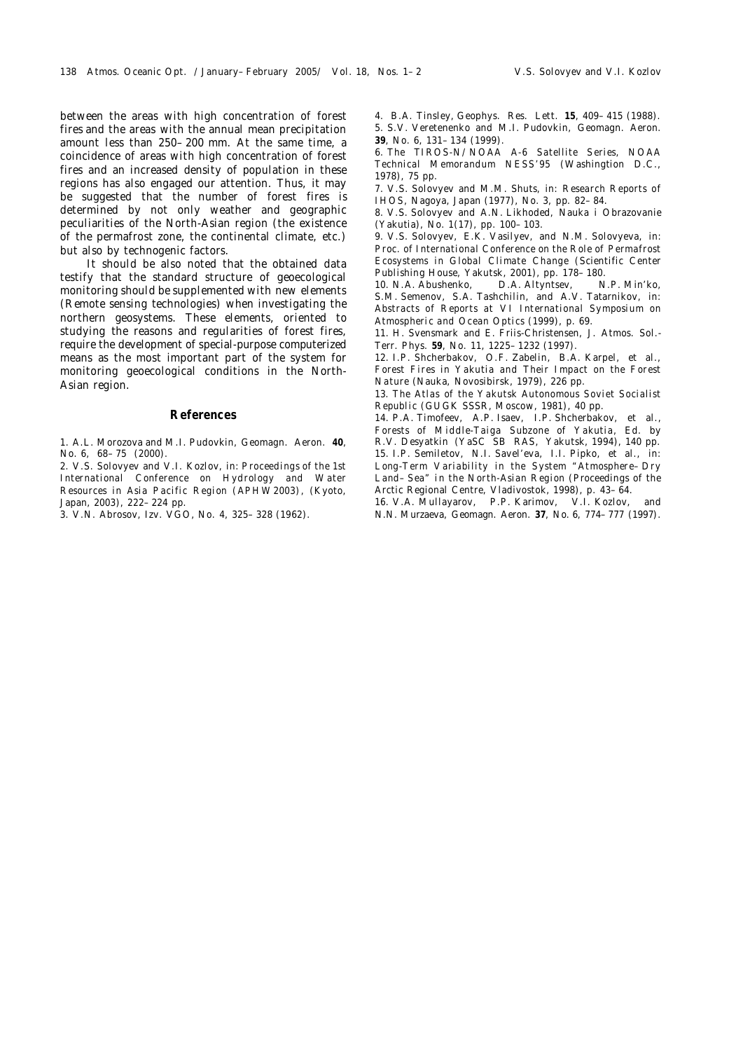between the areas with high concentration of forest fires and the areas with the annual mean precipitation amount less than 250–200 mm. At the same time, a coincidence of areas with high concentration of forest fires and an increased density of population in these regions has also engaged our attention. Thus, it may be suggested that the number of forest fires is determined by not only weather and geographic peculiarities of the North-Asian region (the existence of the permafrost zone, the continental climate, etc.) but also by technogenic factors.

It should be also noted that the obtained data testify that the standard structure of geoecological monitoring should be supplemented with new elements (Remote sensing technologies) when investigating the northern geosystems. These elements, oriented to studying the reasons and regularities of forest fires, require the development of special-purpose computerized means as the most important part of the system for monitoring geoecological conditions in the North-Asian region.

## References

1. A.L. Morozova and M.I. Pudovkin, Geomagn. Aeron. **40**, No. 6, 68–75 (2000).
2. V.S. Solovyev and V.I. Kozlov, in: *Proceedings of the 1st International Conference on Hydrology and Water Resources in Asia Pacific Region (APHW2003)*, (Kyoto, Japan, 2003), 222–224 pp.
3. V.N. Abrosov, Izv. VGO, No. 4, 325–328 (1962).
4. B.A. Tinsley, Geophys. Res. Lett. **15**, 409–415 (1988).
5. S.V. Veretenenko and M.I. Pudovkin, Geomagn. Aeron. **39**, No. 6, 131–134 (1999).
6. *The TIROS-N/NOAA A-6 Satellite Series*, NOAA Technical Memorandum NESS'95 (Washingtion D.C., 1978), 75 pp.
7. V.S. Solovyev and M.M. Shuts, in: *Research Reports of IHOS*, Nagoya, Japan (1977), No. 3, pp. 82–84.
8. V.S. Solovyev and A.N. Likhoded, Nauka i Obrazovanie (Yakutia), No. 1(17), pp. 100–103.
9. V.S. Solovyev, E.K. Vasilyev, and N.M. Solovyeva, in: *Proc. of International Conference on the Role of Permafrost Ecosystems in Global Climate Change* (Scientific Center Publishing House, Yakutsk, 2001), pp. 178–180.
10. N.A. Abushenko, D.A. Altyntsev, N.P. Min'ko, S.M. Semenov, S.A. Tashchilin, and A.V. Tatarnikov, in: *Abstracts of Reports at VI International Symposium on Atmospheric and Ocean Optics* (1999), p. 69.
11. H. Svensmark and E. Friis-Christensen, J. Atmos. Sol.-Terr. Phys. **59**, No. 11, 1225–1232 (1997).
12. I.P. Shcherbakov, O.F. Zabelin, B.A. Karpel, et al., *Forest Fires in Yakutia and Their Impact on the Forest Nature* (Nauka, Novosibirsk, 1979), 226 pp.
13. *The Atlas of the Yakutsk Autonomous Soviet Socialist Republic* (GUGK SSSR, Moscow, 1981), 40 pp.
14. P.A. Timofeev, A.P. Isaev, I.P. Shcherbakov, et al., *Forests of Middle-Taiga Subzone of Yakutia*, Ed. by R.V. Desyatkin (YaSC SB RAS, Yakutsk, 1994), 140 pp.
15. I.P. Semiletov, N.I. Savel'eva, I.I. Pipko, et al., in: *Long-Term Variability in the System "Atmosphere–Dry Land–Sea" in the North-Asian Region* (Proceedings of the Arctic Regional Centre, Vladivostok, 1998), p. 43–64.
16. V.A. Mullayarov, P.P. Karimov, V.I. Kozlov, and N.N. Murzaeva, Geomagn. Aeron. **37**, No. 6, 774–777 (1997).